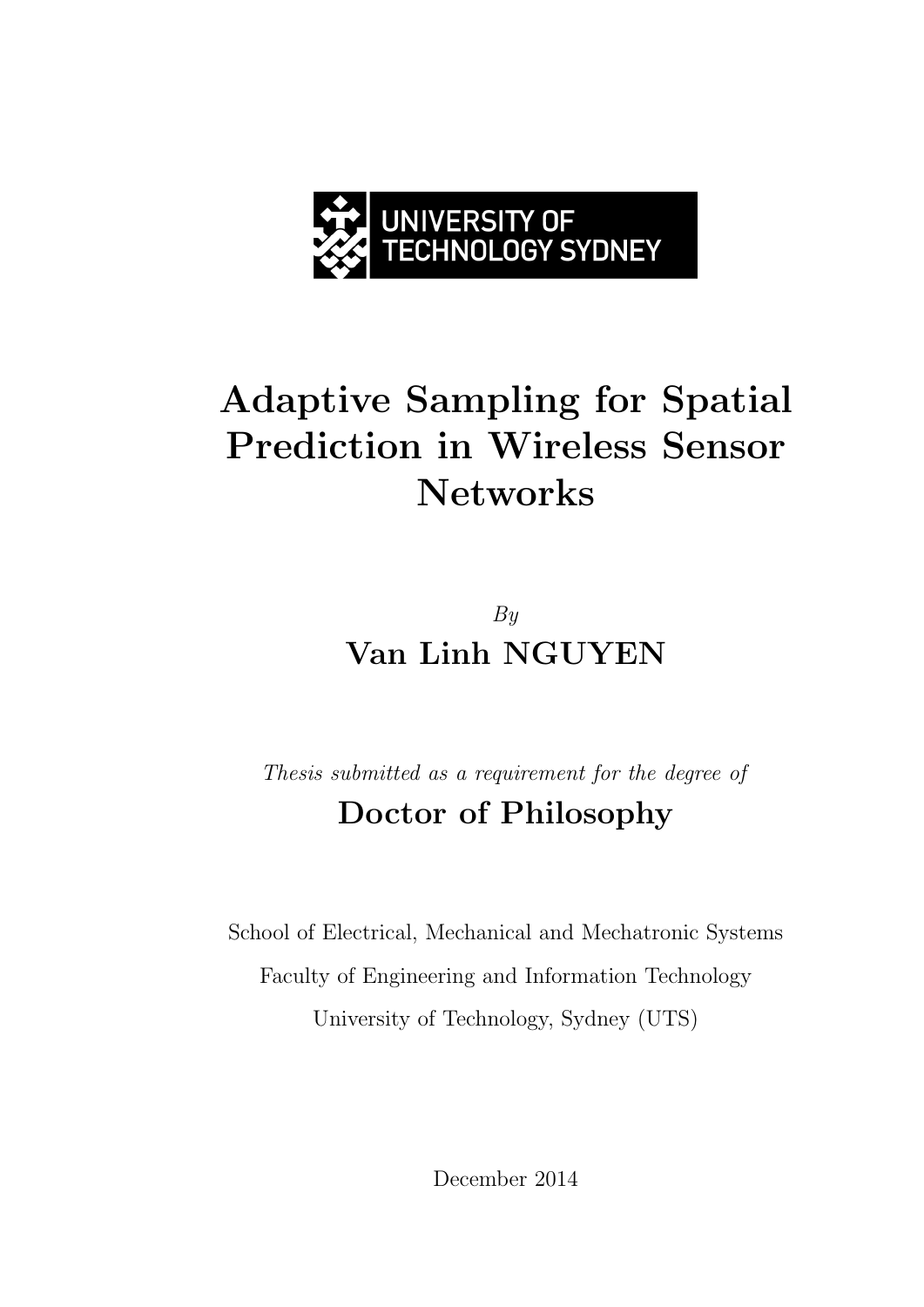UNIVERSITY OF TECHNOLOGY SYDNEY

# Adaptive Sampling for Spatial Prediction in Wireless Sensor Networks

*By*

**Van Linh NGUYEN**

*Thesis submitted as a requirement for the degree of*

**Doctor of Philosophy**

School of Electrical, Mechanical and Mechatronic Systems

Faculty of Engineering and Information Technology

University of Technology, Sydney (UTS)

December 2014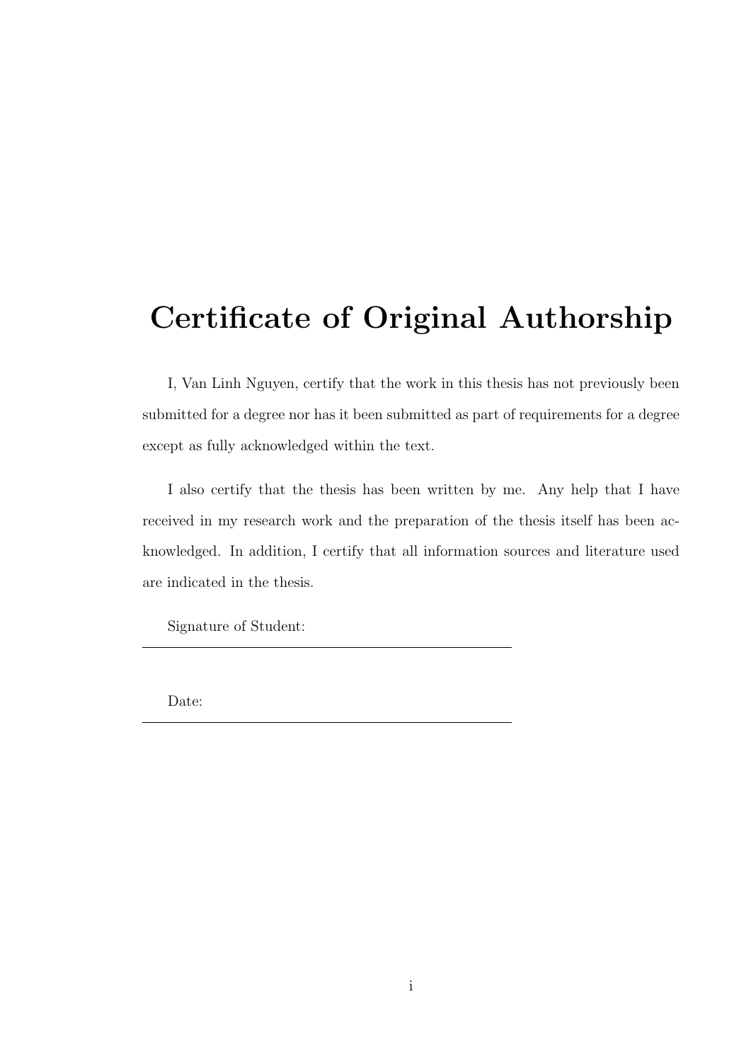# Certificate of Original Authorship

I, Van Linh Nguyen, certify that the work in this thesis has not previously been submitted for a degree nor has it been submitted as part of requirements for a degree except as fully acknowledged within the text.

I also certify that the thesis has been written by me. Any help that I have received in my research work and the preparation of the thesis itself has been acknowledged. In addition, I certify that all information sources and literature used are indicated in the thesis.

Signature of Student:

______________________________

Date:

______________________________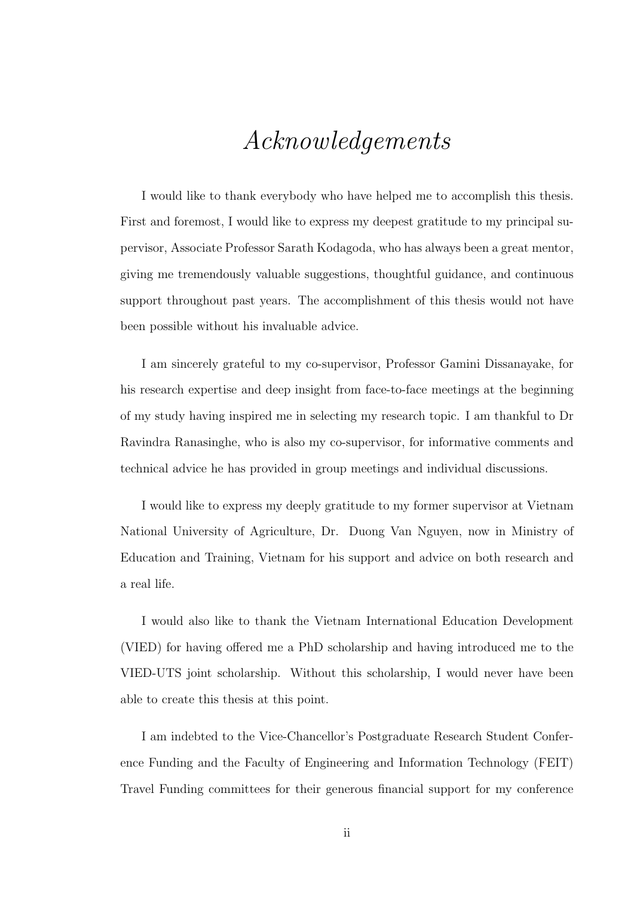# *Acknowledgements*

I would like to thank everybody who have helped me to accomplish this thesis. First and foremost, I would like to express my deepest gratitude to my principal supervisor, Associate Professor Sarath Kodagoda, who has always been a great mentor, giving me tremendously valuable suggestions, thoughtful guidance, and continuous support throughout past years. The accomplishment of this thesis would not have been possible without his invaluable advice.

I am sincerely grateful to my co-supervisor, Professor Gamini Dissanayake, for his research expertise and deep insight from face-to-face meetings at the beginning of my study having inspired me in selecting my research topic. I am thankful to Dr Ravindra Ranasinghe, who is also my co-supervisor, for informative comments and technical advice he has provided in group meetings and individual discussions.

I would like to express my deeply gratitude to my former supervisor at Vietnam National University of Agriculture, Dr. Duong Van Nguyen, now in Ministry of Education and Training, Vietnam for his support and advice on both research and a real life.

I would also like to thank the Vietnam International Education Development (VIED) for having offered me a PhD scholarship and having introduced me to the VIED-UTS joint scholarship. Without this scholarship, I would never have been able to create this thesis at this point.

I am indebted to the Vice-Chancellor's Postgraduate Research Student Conference Funding and the Faculty of Engineering and Information Technology (FEIT) Travel Funding committees for their generous financial support for my conference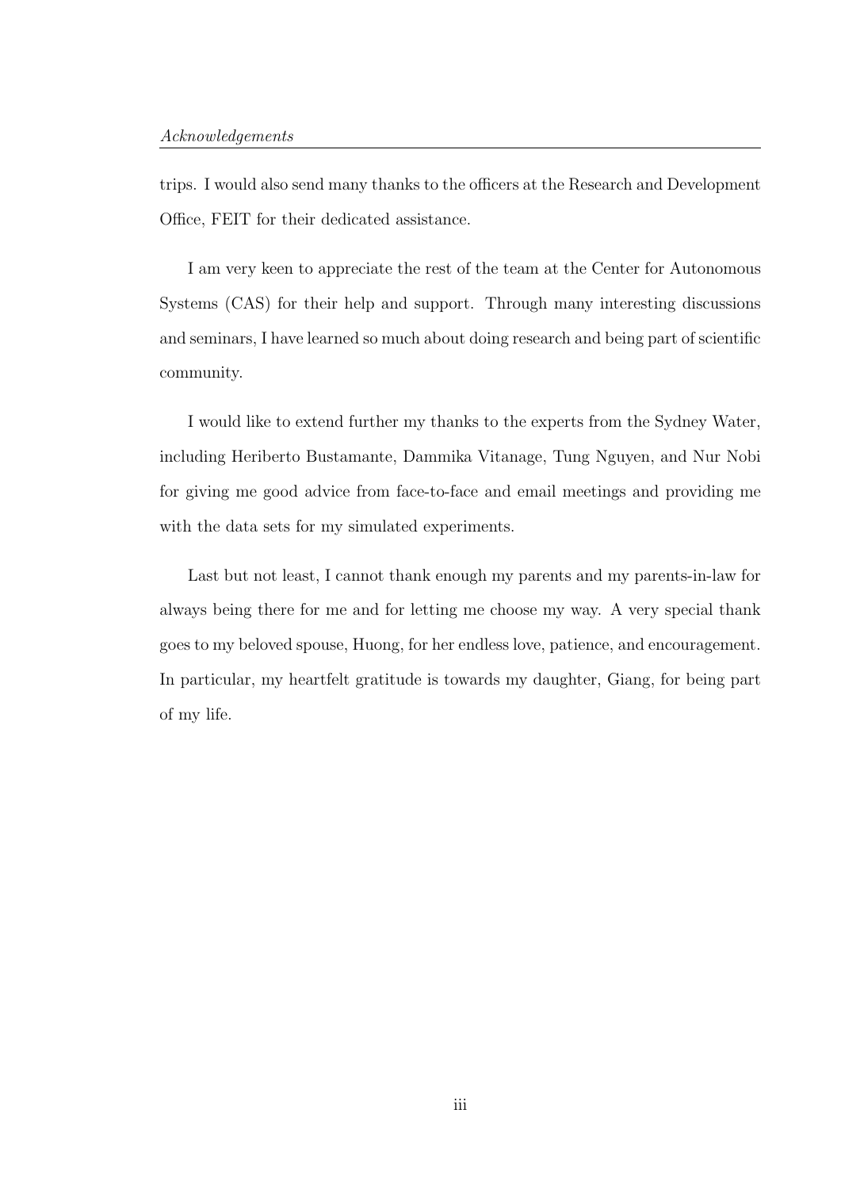trips. I would also send many thanks to the officers at the Research and Development Office, FEIT for their dedicated assistance.

I am very keen to appreciate the rest of the team at the Center for Autonomous Systems (CAS) for their help and support. Through many interesting discussions and seminars, I have learned so much about doing research and being part of scientific community.

I would like to extend further my thanks to the experts from the Sydney Water, including Heriberto Bustamante, Dammika Vitanage, Tung Nguyen, and Nur Nobi for giving me good advice from face-to-face and email meetings and providing me with the data sets for my simulated experiments.

Last but not least, I cannot thank enough my parents and my parents-in-law for always being there for me and for letting me choose my way. A very special thank goes to my beloved spouse, Huong, for her endless love, patience, and encouragement. In particular, my heartfelt gratitude is towards my daughter, Giang, for being part of my life.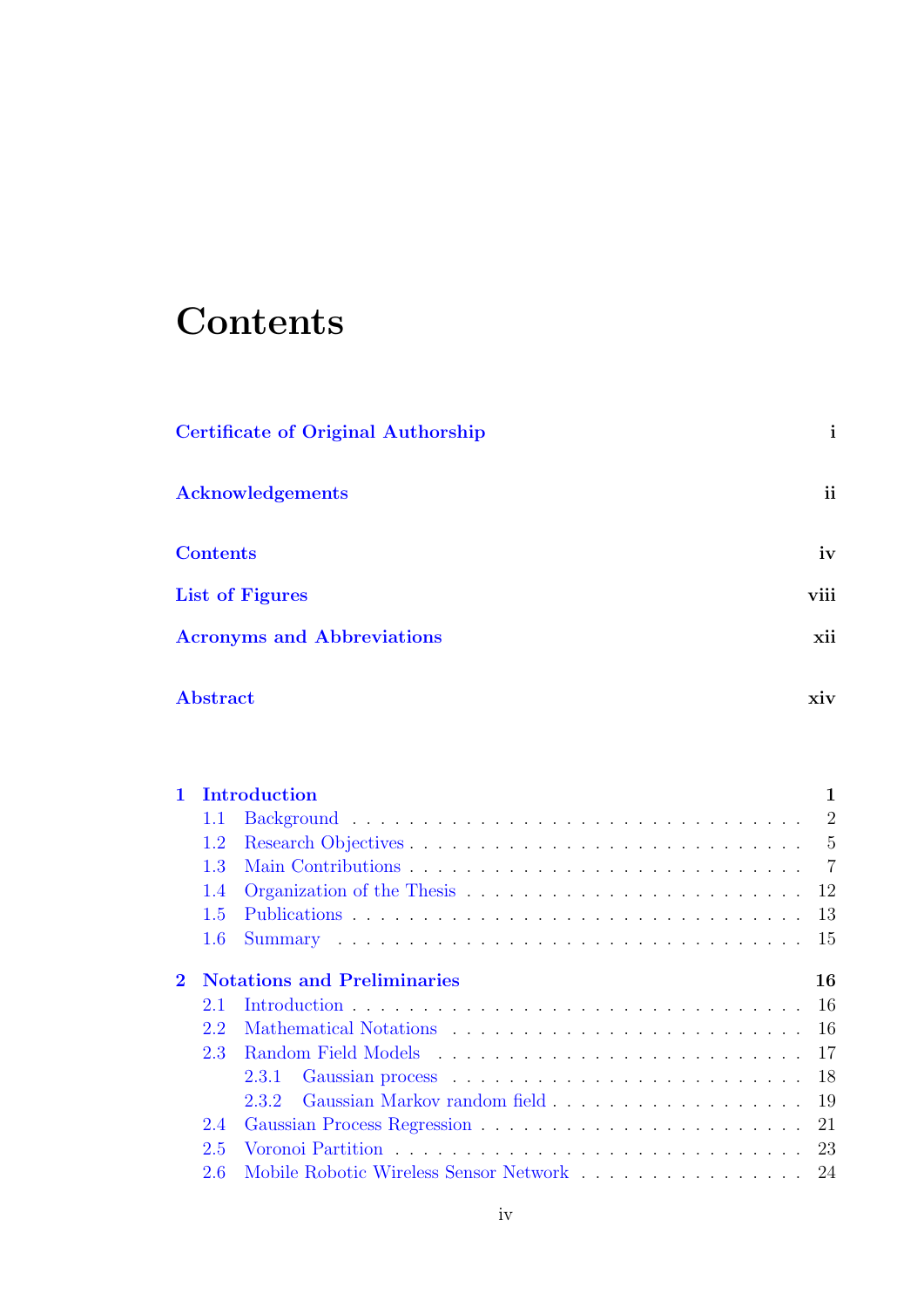# Contents

| | |
|---|---|
| **Certificate of Original Authorship** | **i** |
| **Acknowledgements** | **ii** |
| **Contents** | **iv** |
| **List of Figures** | **viii** |
| **Acronyms and Abbreviations** | **xii** |
| **Abstract** | **xiv** |

| | |
|---|---|
| **1 Introduction** | **1** |
| 1.1 Background | 2 |
| 1.2 Research Objectives | 5 |
| 1.3 Main Contributions | 7 |
| 1.4 Organization of the Thesis | 12 |
| 1.5 Publications | 13 |
| 1.6 Summary | 15 |
| **2 Notations and Preliminaries** | **16** |
| 2.1 Introduction | 16 |
| 2.2 Mathematical Notations | 16 |
| 2.3 Random Field Models | 17 |
| 2.3.1 Gaussian process | 18 |
| 2.3.2 Gaussian Markov random field | 19 |
| 2.4 Gaussian Process Regression | 21 |
| 2.5 Voronoi Partition | 23 |
| 2.6 Mobile Robotic Wireless Sensor Network | 24 |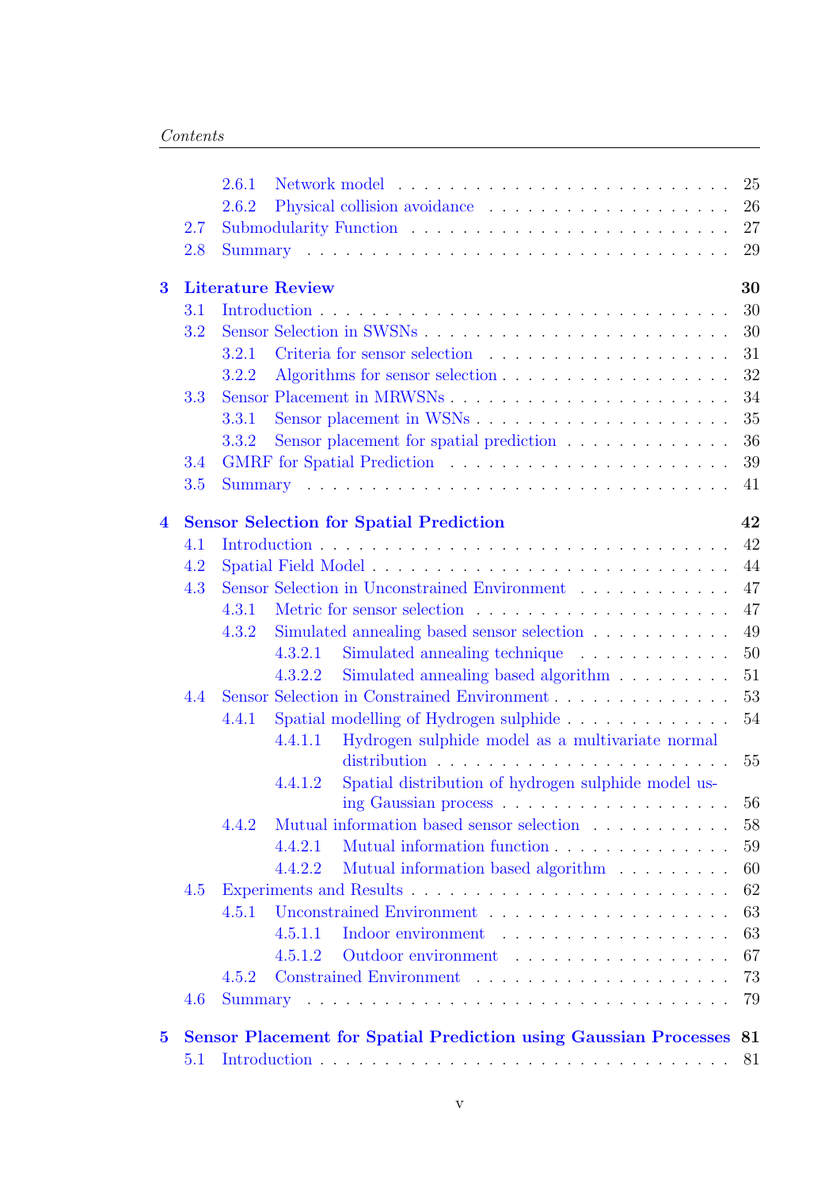2.6.1 Network model . . . . . . . . . . . . . . . . . . . . . . . . 25
2.6.2 Physical collision avoidance . . . . . . . . . . . . . . . . . . 26
2.7 Submodularity Function . . . . . . . . . . . . . . . . . . . . . . . 27
2.8 Summary . . . . . . . . . . . . . . . . . . . . . . . . . . . . . . . 29

**3 Literature Review 30**
3.1 Introduction . . . . . . . . . . . . . . . . . . . . . . . . . . . . . 30
3.2 Sensor Selection in SWSNs . . . . . . . . . . . . . . . . . . . . . . 30
3.2.1 Criteria for sensor selection . . . . . . . . . . . . . . . . . . 31
3.2.2 Algorithms for sensor selection . . . . . . . . . . . . . . . . . 32
3.3 Sensor Placement in MRWSNs . . . . . . . . . . . . . . . . . . . . 34
3.3.1 Sensor placement in WSNs . . . . . . . . . . . . . . . . . . . 35
3.3.2 Sensor placement for spatial prediction . . . . . . . . . . . . 36
3.4 GMRF for Spatial Prediction . . . . . . . . . . . . . . . . . . . . . 39
3.5 Summary . . . . . . . . . . . . . . . . . . . . . . . . . . . . . . . 41

**4 Sensor Selection for Spatial Prediction 42**
4.1 Introduction . . . . . . . . . . . . . . . . . . . . . . . . . . . . . 42
4.2 Spatial Field Model . . . . . . . . . . . . . . . . . . . . . . . . . . 44
4.3 Sensor Selection in Unconstrained Environment . . . . . . . . . . . 47
4.3.1 Metric for sensor selection . . . . . . . . . . . . . . . . . . . 47
4.3.2 Simulated annealing based sensor selection . . . . . . . . . . 49
4.3.2.1 Simulated annealing technique . . . . . . . . . . . . 50
4.3.2.2 Simulated annealing based algorithm . . . . . . . . . 51
4.4 Sensor Selection in Constrained Environment . . . . . . . . . . . . . 53
4.4.1 Spatial modelling of Hydrogen sulphide . . . . . . . . . . . . 54
4.4.1.1 Hydrogen sulphide model as a multivariate normal distribution . . . . . . . . . . . . . . . . . . . . . . 55
4.4.1.2 Spatial distribution of hydrogen sulphide model using Gaussian process . . . . . . . . . . . . . . . . . . 56
4.4.2 Mutual information based sensor selection . . . . . . . . . . 58
4.4.2.1 Mutual information function . . . . . . . . . . . . . 59
4.4.2.2 Mutual information based algorithm . . . . . . . . . 60
4.5 Experiments and Results . . . . . . . . . . . . . . . . . . . . . . . 62
4.5.1 Unconstrained Environment . . . . . . . . . . . . . . . . . . 63
4.5.1.1 Indoor environment . . . . . . . . . . . . . . . . . . 63
4.5.1.2 Outdoor environment . . . . . . . . . . . . . . . . . 67
4.5.2 Constrained Environment . . . . . . . . . . . . . . . . . . . . 73
4.6 Summary . . . . . . . . . . . . . . . . . . . . . . . . . . . . . . . 79

**5 Sensor Placement for Spatial Prediction using Gaussian Processes 81**
5.1 Introduction . . . . . . . . . . . . . . . . . . . . . . . . . . . . . 81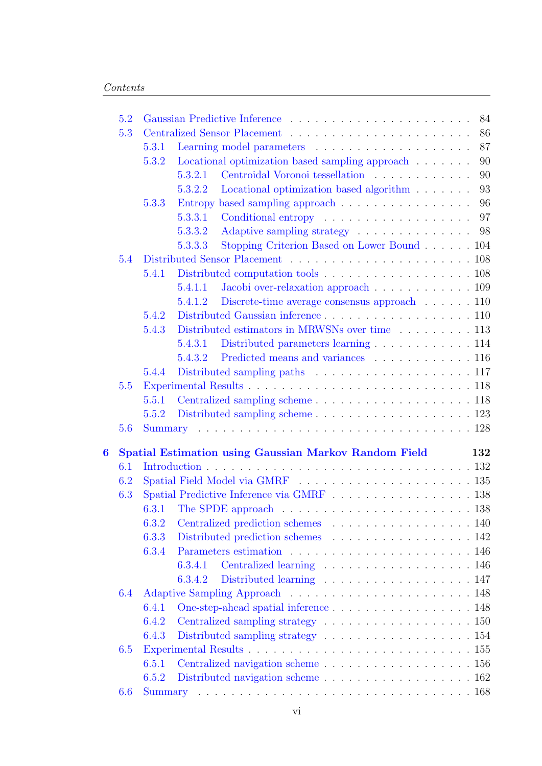- 5.2 Gaussian Predictive Inference . . . . . . . . . . . . . . . . . . . . . 84
- 5.3 Centralized Sensor Placement . . . . . . . . . . . . . . . . . . . . . 86
  - 5.3.1 Learning model parameters . . . . . . . . . . . . . . . . . . . 87
  - 5.3.2 Locational optimization based sampling approach . . . . . . . 90
    - 5.3.2.1 Centroidal Voronoi tessellation . . . . . . . . . . . . 90
    - 5.3.2.2 Locational optimization based algorithm . . . . . . . 93
  - 5.3.3 Entropy based sampling approach . . . . . . . . . . . . . . . . 96
    - 5.3.3.1 Conditional entropy . . . . . . . . . . . . . . . . . . 97
    - 5.3.3.2 Adaptive sampling strategy . . . . . . . . . . . . . . 98
    - 5.3.3.3 Stopping Criterion Based on Lower Bound . . . . . . 104
- 5.4 Distributed Sensor Placement . . . . . . . . . . . . . . . . . . . . . 108
  - 5.4.1 Distributed computation tools . . . . . . . . . . . . . . . . . . 108
    - 5.4.1.1 Jacobi over-relaxation approach . . . . . . . . . . . . 109
    - 5.4.1.2 Discrete-time average consensus approach . . . . . . 110
  - 5.4.2 Distributed Gaussian inference . . . . . . . . . . . . . . . . . . 110
  - 5.4.3 Distributed estimators in MRWSNs over time . . . . . . . . . 113
    - 5.4.3.1 Distributed parameters learning . . . . . . . . . . . . 114
    - 5.4.3.2 Predicted means and variances . . . . . . . . . . . . 116
  - 5.4.4 Distributed sampling paths . . . . . . . . . . . . . . . . . . . 117
- 5.5 Experimental Results . . . . . . . . . . . . . . . . . . . . . . . . . . 118
  - 5.5.1 Centralized sampling scheme . . . . . . . . . . . . . . . . . . . 118
  - 5.5.2 Distributed sampling scheme . . . . . . . . . . . . . . . . . . . 123
- 5.6 Summary . . . . . . . . . . . . . . . . . . . . . . . . . . . . . . . . 128

**6 Spatial Estimation using Gaussian Markov Random Field 132**

- 6.1 Introduction . . . . . . . . . . . . . . . . . . . . . . . . . . . . . . . 132
- 6.2 Spatial Field Model via GMRF . . . . . . . . . . . . . . . . . . . . . 135
- 6.3 Spatial Predictive Inference via GMRF . . . . . . . . . . . . . . . . 138
  - 6.3.1 The SPDE approach . . . . . . . . . . . . . . . . . . . . . . . 138
  - 6.3.2 Centralized prediction schemes . . . . . . . . . . . . . . . . . 140
  - 6.3.3 Distributed prediction schemes . . . . . . . . . . . . . . . . . 142
  - 6.3.4 Parameters estimation . . . . . . . . . . . . . . . . . . . . . . 146
    - 6.3.4.1 Centralized learning . . . . . . . . . . . . . . . . . . 146
    - 6.3.4.2 Distributed learning . . . . . . . . . . . . . . . . . . 147
- 6.4 Adaptive Sampling Approach . . . . . . . . . . . . . . . . . . . . . . 148
  - 6.4.1 One-step-ahead spatial inference . . . . . . . . . . . . . . . . . 148
  - 6.4.2 Centralized sampling strategy . . . . . . . . . . . . . . . . . . 150
  - 6.4.3 Distributed sampling strategy . . . . . . . . . . . . . . . . . . 154
- 6.5 Experimental Results . . . . . . . . . . . . . . . . . . . . . . . . . . 155
  - 6.5.1 Centralized navigation scheme . . . . . . . . . . . . . . . . . . 156
  - 6.5.2 Distributed navigation scheme . . . . . . . . . . . . . . . . . . 162
- 6.6 Summary . . . . . . . . . . . . . . . . . . . . . . . . . . . . . . . . 168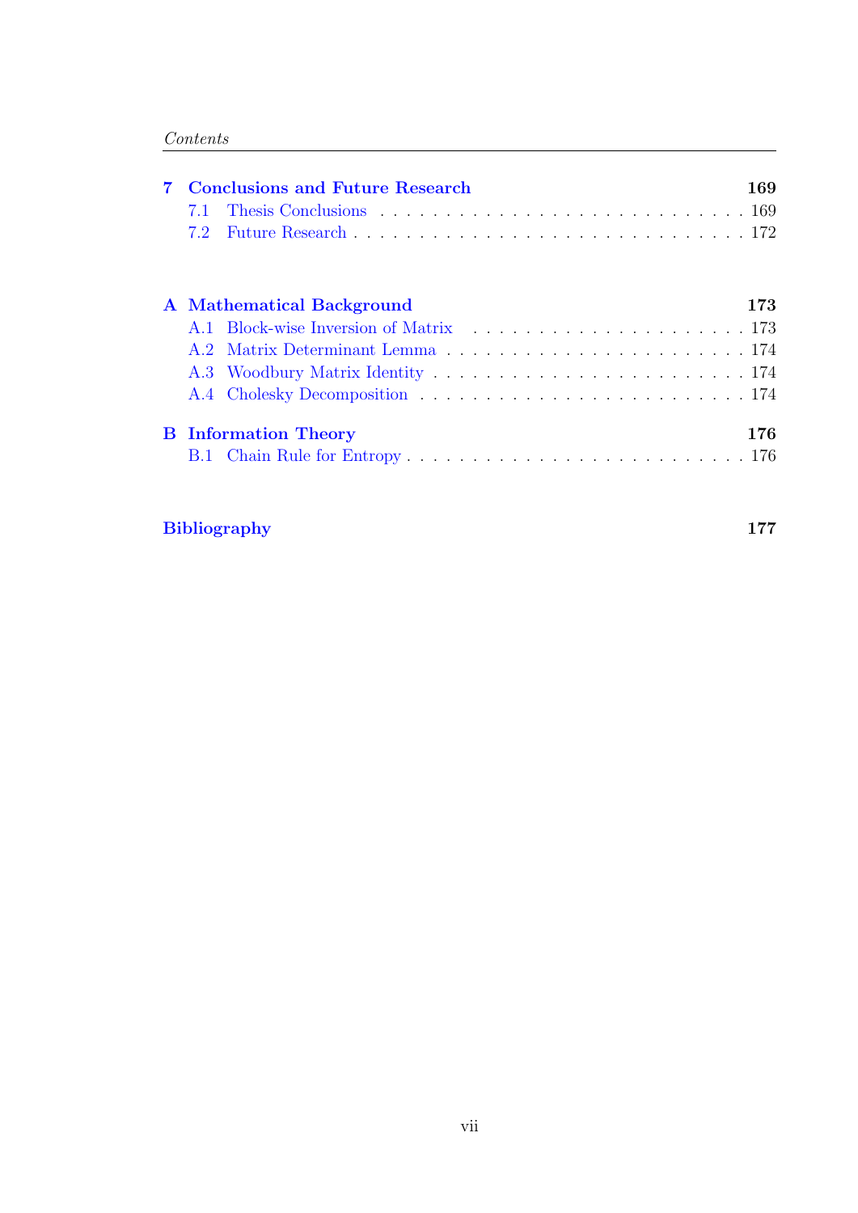| | | |
|---|---|---|
| **7** | **Conclusions and Future Research** | **169** |
| 7.1 | Thesis Conclusions | 169 |
| 7.2 | Future Research | 172 |
| **A** | **Mathematical Background** | **173** |
| A.1 | Block-wise Inversion of Matrix | 173 |
| A.2 | Matrix Determinant Lemma | 174 |
| A.3 | Woodbury Matrix Identity | 174 |
| A.4 | Cholesky Decomposition | 174 |
| **B** | **Information Theory** | **176** |
| B.1 | Chain Rule for Entropy | 176 |
| | **Bibliography** | **177** |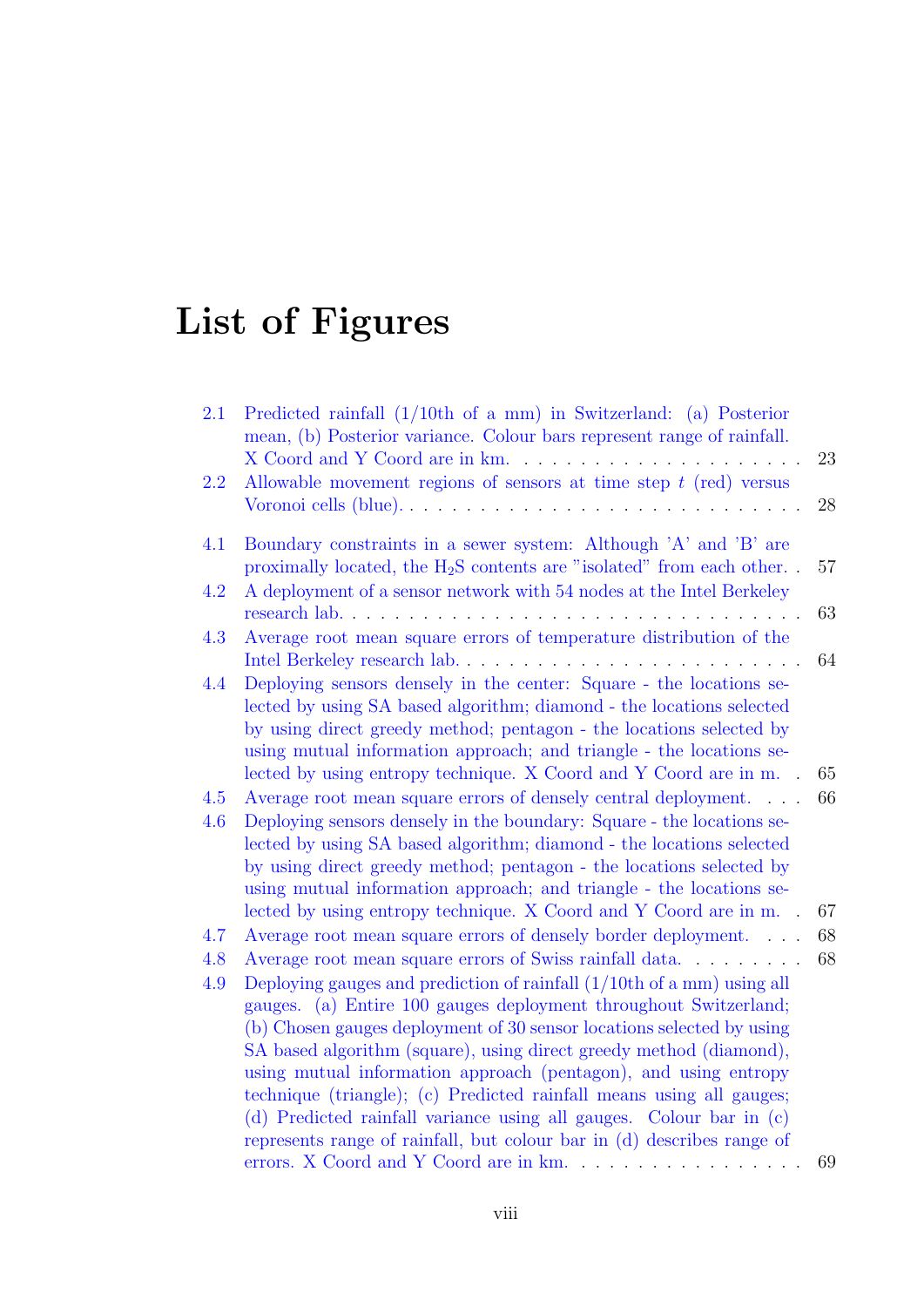# List of Figures

- 2.1 Predicted rainfall (1/10th of a mm) in Switzerland: (a) Posterior mean, (b) Posterior variance. Colour bars represent range of rainfall. X Coord and Y Coord are in km. . . . . . . . . . . . . . . . . . . . . 23
- 2.2 Allowable movement regions of sensors at time step $t$ (red) versus Voronoi cells (blue). . . . . . . . . . . . . . . . . . . . . . . . . . . . . 28

- 4.1 Boundary constraints in a sewer system: Although 'A' and 'B' are proximally located, the $H_2S$ contents are "isolated" from each other. . 57
- 4.2 A deployment of a sensor network with 54 nodes at the Intel Berkeley research lab. . . . . . . . . . . . . . . . . . . . . . . . . . . . . . . . 63
- 4.3 Average root mean square errors of temperature distribution of the Intel Berkeley research lab. . . . . . . . . . . . . . . . . . . . . . . . 64
- 4.4 Deploying sensors densely in the center: Square - the locations selected by using SA based algorithm; diamond - the locations selected by using direct greedy method; pentagon - the locations selected by using mutual information approach; and triangle - the locations selected by using entropy technique. X Coord and Y Coord are in m. . 65
- 4.5 Average root mean square errors of densely central deployment. . . . 66
- 4.6 Deploying sensors densely in the boundary: Square - the locations selected by using SA based algorithm; diamond - the locations selected by using direct greedy method; pentagon - the locations selected by using mutual information approach; and triangle - the locations selected by using entropy technique. X Coord and Y Coord are in m. . 67
- 4.7 Average root mean square errors of densely border deployment. . . . 68
- 4.8 Average root mean square errors of Swiss rainfall data. . . . . . . . . 68
- 4.9 Deploying gauges and prediction of rainfall (1/10th of a mm) using all gauges. (a) Entire 100 gauges deployment throughout Switzerland; (b) Chosen gauges deployment of 30 sensor locations selected by using SA based algorithm (square), using direct greedy method (diamond), using mutual information approach (pentagon), and using entropy technique (triangle); (c) Predicted rainfall means using all gauges; (d) Predicted rainfall variance using all gauges. Colour bar in (c) represents range of rainfall, but colour bar in (d) describes range of errors. X Coord and Y Coord are in km. . . . . . . . . . . . . . . . . 69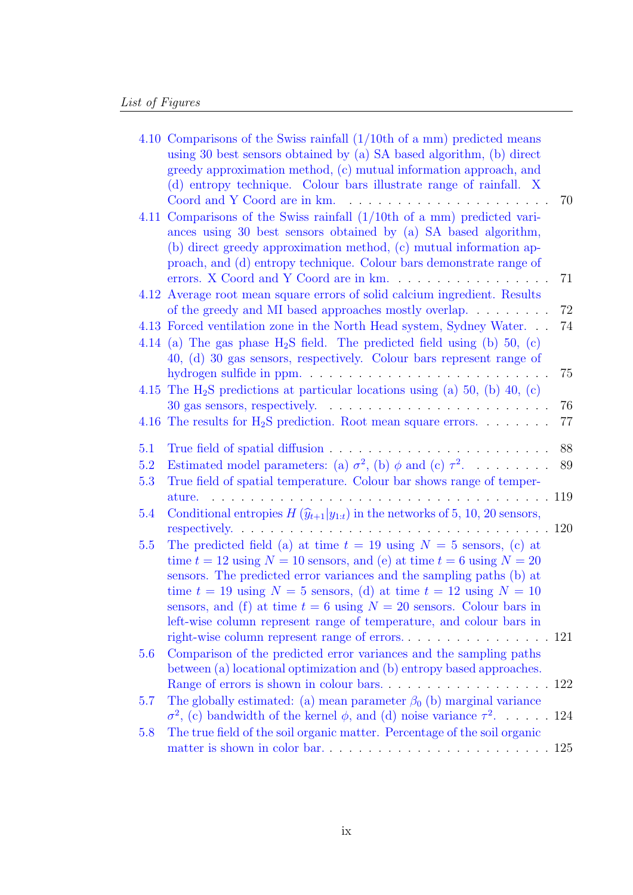- 4.10 Comparisons of the Swiss rainfall (1/10th of a mm) predicted means using 30 best sensors obtained by (a) SA based algorithm, (b) direct greedy approximation method, (c) mutual information approach, and (d) entropy technique. Colour bars illustrate range of rainfall. X Coord and Y Coord are in km. . . . . 70
- 4.11 Comparisons of the Swiss rainfall (1/10th of a mm) predicted variances using 30 best sensors obtained by (a) SA based algorithm, (b) direct greedy approximation method, (c) mutual information approach, and (d) entropy technique. Colour bars demonstrate range of errors. X Coord and Y Coord are in km. . . . . 71
- 4.12 Average root mean square errors of solid calcium ingredient. Results of the greedy and MI based approaches mostly overlap. . . . . 72
- 4.13 Forced ventilation zone in the North Head system, Sydney Water. . . 74
- 4.14 (a) The gas phase $H_2S$ field. The predicted field using (b) 50, (c) 40, (d) 30 gas sensors, respectively. Colour bars represent range of hydrogen sulfide in ppm. . . . . 75
- 4.15 The $H_2S$ predictions at particular locations using (a) 50, (b) 40, (c) 30 gas sensors, respectively. . . . . 76
- 4.16 The results for $H_2S$ prediction. Root mean square errors. . . . . 77

- 5.1 True field of spatial diffusion . . . . . 88
- 5.2 Estimated model parameters: (a) $\sigma^2$, (b) $\phi$ and (c) $\tau^2$. . . . . 89
- 5.3 True field of spatial temperature. Colour bar shows range of temperature. . . . . 119
- 5.4 Conditional entropies $H\left(\widehat{y}_{t+1}|y_{1:t}\right)$ in the networks of 5, 10, 20 sensors, respectively. . . . . 120
- 5.5 The predicted field (a) at time $t = 19$ using $N = 5$ sensors, (c) at time $t = 12$ using $N = 10$ sensors, and (e) at time $t = 6$ using $N = 20$ sensors. The predicted error variances and the sampling paths (b) at time $t = 19$ using $N = 5$ sensors, (d) at time $t = 12$ using $N = 10$ sensors, and (f) at time $t = 6$ using $N = 20$ sensors. Colour bars in left-wise column represent range of temperature, and colour bars in right-wise column represent range of errors. . . . . 121
- 5.6 Comparison of the predicted error variances and the sampling paths between (a) locational optimization and (b) entropy based approaches. Range of errors is shown in colour bars. . . . . 122
- 5.7 The globally estimated: (a) mean parameter $\beta_0$ (b) marginal variance $\sigma^2$, (c) bandwidth of the kernel $\phi$, and (d) noise variance $\tau^2$. . . . . 124
- 5.8 The true field of the soil organic matter. Percentage of the soil organic matter is shown in color bar. . . . . 125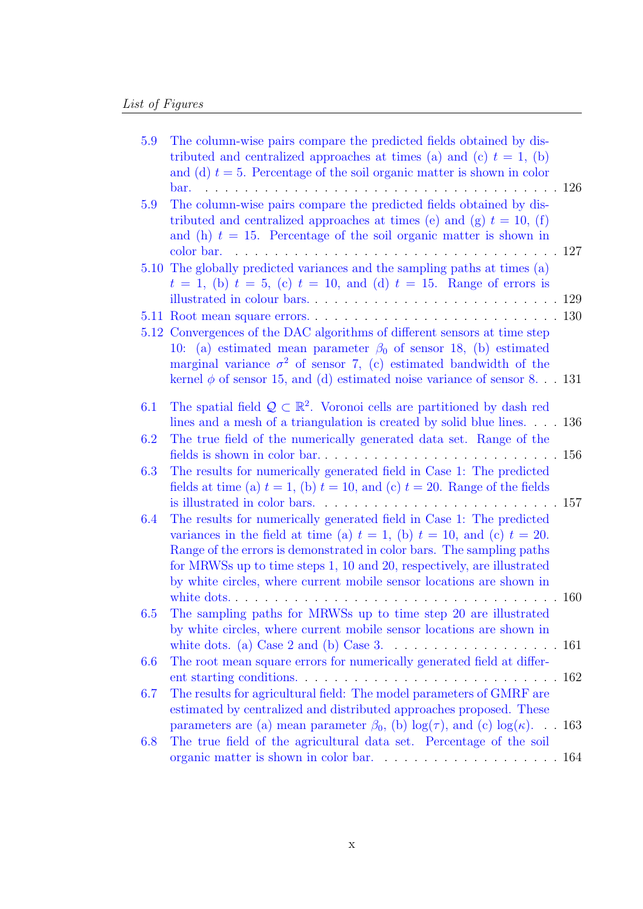5.9 The column-wise pairs compare the predicted fields obtained by distributed and centralized approaches at times (a) and (c) $t = 1$, (b) and (d) $t = 5$. Percentage of the soil organic matter is shown in color bar. . . . 126

5.9 The column-wise pairs compare the predicted fields obtained by distributed and centralized approaches at times (e) and (g) $t = 10$, (f) and (h) $t = 15$. Percentage of the soil organic matter is shown in color bar. . . . 127

5.10 The globally predicted variances and the sampling paths at times (a) $t = 1$, (b) $t = 5$, (c) $t = 10$, and (d) $t = 15$. Range of errors is illustrated in colour bars. . . . 129

5.11 Root mean square errors. . . . 130

5.12 Convergences of the DAC algorithms of different sensors at time step 10: (a) estimated mean parameter $\beta_0$ of sensor 18, (b) estimated marginal variance $\sigma^2$ of sensor 7, (c) estimated bandwidth of the kernel $\phi$ of sensor 15, and (d) estimated noise variance of sensor 8. . . . 131

6.1 The spatial field $\mathcal{Q} \subset \mathbb{R}^2$. Voronoi cells are partitioned by dash red lines and a mesh of a triangulation is created by solid blue lines. . . . 136

6.2 The true field of the numerically generated data set. Range of the fields is shown in color bar. . . . 156

6.3 The results for numerically generated field in Case 1: The predicted fields at time (a) $t = 1$, (b) $t = 10$, and (c) $t = 20$. Range of the fields is illustrated in color bars. . . . 157

6.4 The results for numerically generated field in Case 1: The predicted variances in the field at time (a) $t = 1$, (b) $t = 10$, and (c) $t = 20$. Range of the errors is demonstrated in color bars. The sampling paths for MRWSs up to time steps 1, 10 and 20, respectively, are illustrated by white circles, where current mobile sensor locations are shown in white dots. . . . 160

6.5 The sampling paths for MRWSs up to time step 20 are illustrated by white circles, where current mobile sensor locations are shown in white dots. (a) Case 2 and (b) Case 3. . . . 161

6.6 The root mean square errors for numerically generated field at different starting conditions. . . . 162

6.7 The results for agricultural field: The model parameters of GMRF are estimated by centralized and distributed approaches proposed. These parameters are (a) mean parameter $\beta_0$, (b) $\log(\tau)$, and (c) $\log(\kappa)$. . . 163

6.8 The true field of the agricultural data set. Percentage of the soil organic matter is shown in color bar. . . . 164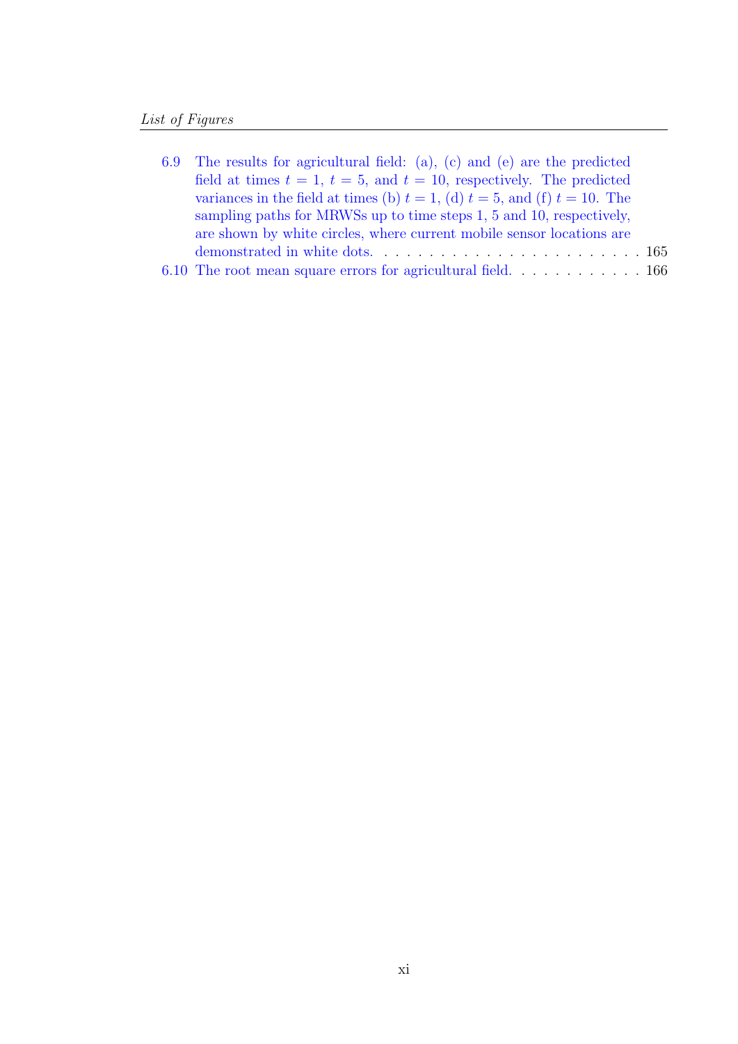6.9 The results for agricultural field: (a), (c) and (e) are the predicted field at times $t = 1$, $t = 5$, and $t = 10$, respectively. The predicted variances in the field at times (b) $t = 1$, (d) $t = 5$, and (f) $t = 10$. The sampling paths for MRWSs up to time steps 1, 5 and 10, respectively, are shown by white circles, where current mobile sensor locations are demonstrated in white dots. . . . . . . . . . . . . . . . . . . . . . . . 165

6.10 The root mean square errors for agricultural field. . . . . . . . . . . . 166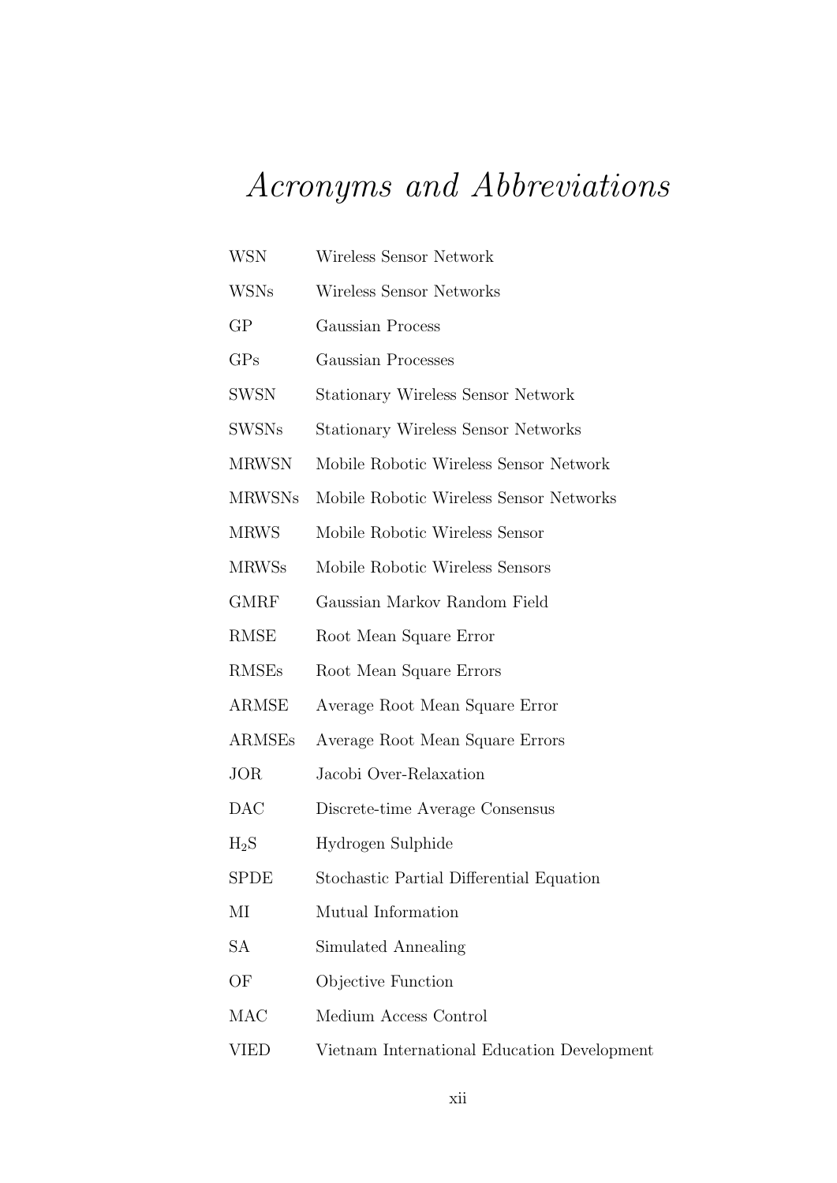# *Acronyms and Abbreviations*

| | |
|---|---|
| WSN | Wireless Sensor Network |
| WSNs | Wireless Sensor Networks |
| GP | Gaussian Process |
| GPs | Gaussian Processes |
| SWSN | Stationary Wireless Sensor Network |
| SWSNs | Stationary Wireless Sensor Networks |
| MRWSN | Mobile Robotic Wireless Sensor Network |
| MRWSNs | Mobile Robotic Wireless Sensor Networks |
| MRWS | Mobile Robotic Wireless Sensor |
| MRWSs | Mobile Robotic Wireless Sensors |
| GMRF | Gaussian Markov Random Field |
| RMSE | Root Mean Square Error |
| RMSEs | Root Mean Square Errors |
| ARMSE | Average Root Mean Square Error |
| ARMSEs | Average Root Mean Square Errors |
| JOR | Jacobi Over-Relaxation |
| DAC | Discrete-time Average Consensus |
| $H_2S$ | Hydrogen Sulphide |
| SPDE | Stochastic Partial Differential Equation |
| MI | Mutual Information |
| SA | Simulated Annealing |
| OF | Objective Function |
| MAC | Medium Access Control |
| VIED | Vietnam International Education Development |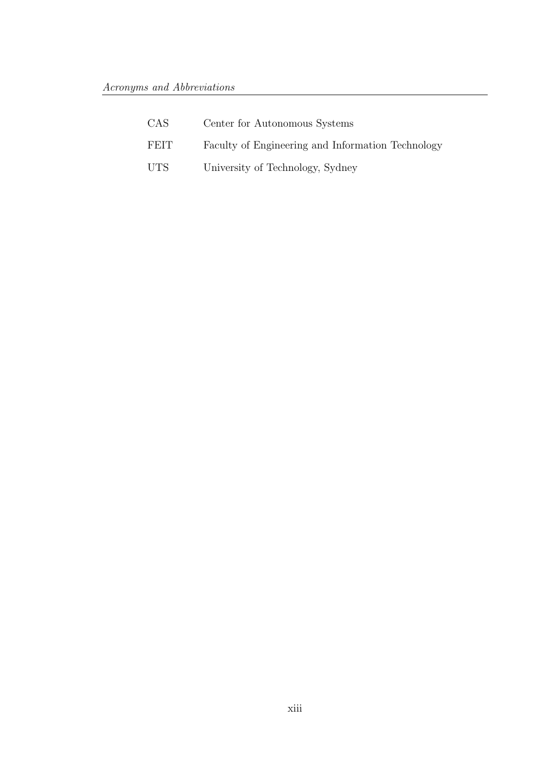| | |
|---|---|
| CAS | Center for Autonomous Systems |
| FEIT | Faculty of Engineering and Information Technology |
| UTS | University of Technology, Sydney |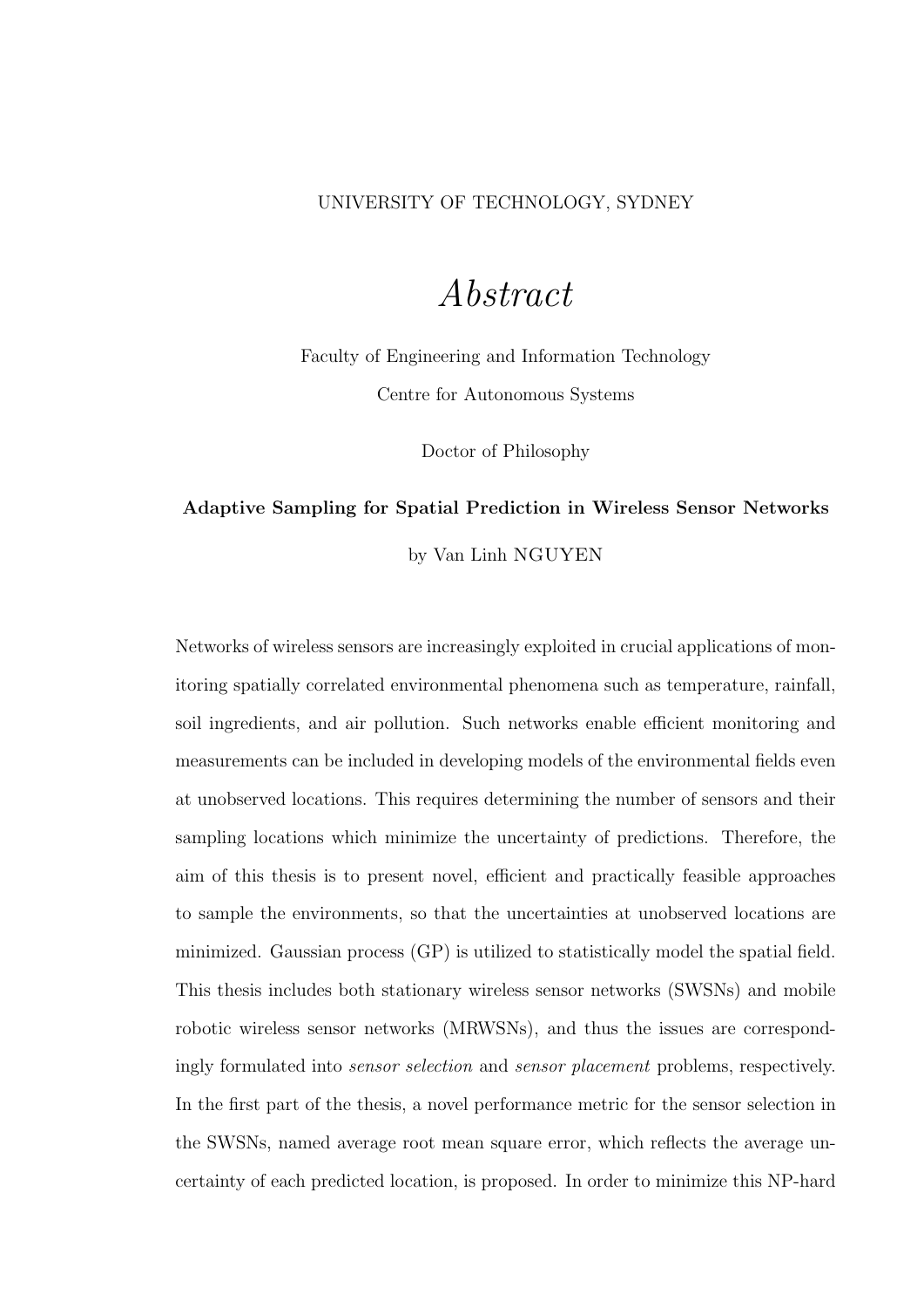UNIVERSITY OF TECHNOLOGY, SYDNEY

# *Abstract*

Faculty of Engineering and Information Technology

Centre for Autonomous Systems

Doctor of Philosophy

**Adaptive Sampling for Spatial Prediction in Wireless Sensor Networks**

by Van Linh NGUYEN

Networks of wireless sensors are increasingly exploited in crucial applications of monitoring spatially correlated environmental phenomena such as temperature, rainfall, soil ingredients, and air pollution. Such networks enable efficient monitoring and measurements can be included in developing models of the environmental fields even at unobserved locations. This requires determining the number of sensors and their sampling locations which minimize the uncertainty of predictions. Therefore, the aim of this thesis is to present novel, efficient and practically feasible approaches to sample the environments, so that the uncertainties at unobserved locations are minimized. Gaussian process (GP) is utilized to statistically model the spatial field. This thesis includes both stationary wireless sensor networks (SWSNs) and mobile robotic wireless sensor networks (MRWSNs), and thus the issues are correspondingly formulated into *sensor selection* and *sensor placement* problems, respectively. In the first part of the thesis, a novel performance metric for the sensor selection in the SWSNs, named average root mean square error, which reflects the average uncertainty of each predicted location, is proposed. In order to minimize this NP-hard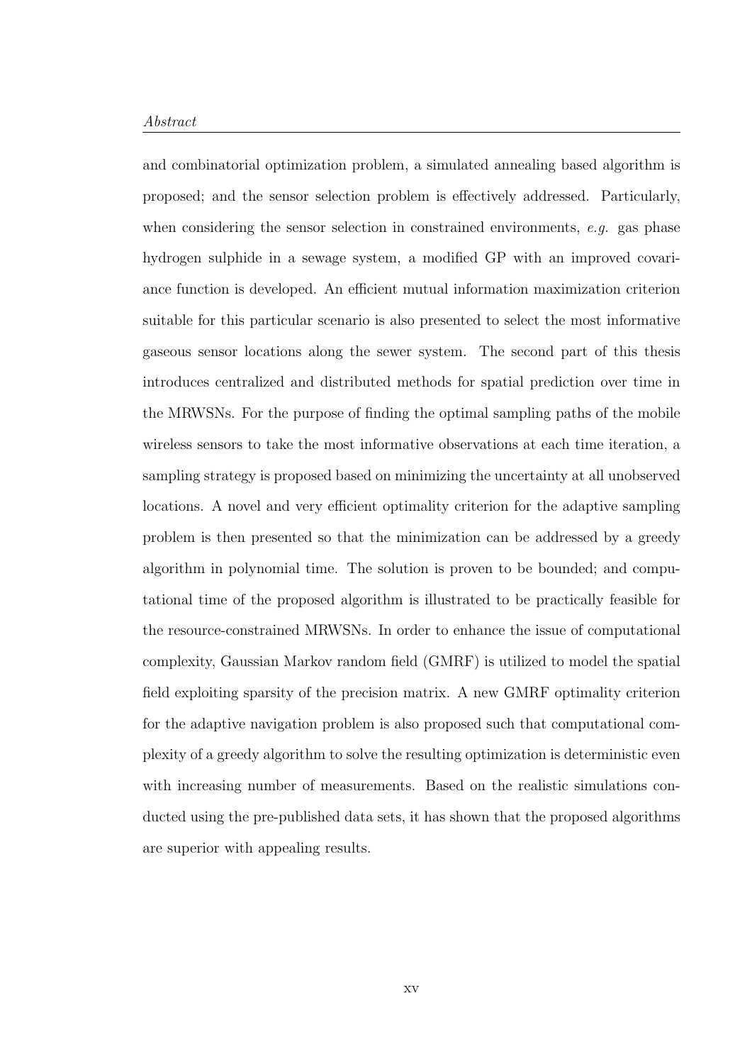and combinatorial optimization problem, a simulated annealing based algorithm is proposed; and the sensor selection problem is effectively addressed. Particularly, when considering the sensor selection in constrained environments, *e.g.* gas phase hydrogen sulphide in a sewage system, a modified GP with an improved covariance function is developed. An efficient mutual information maximization criterion suitable for this particular scenario is also presented to select the most informative gaseous sensor locations along the sewer system. The second part of this thesis introduces centralized and distributed methods for spatial prediction over time in the MRWSNs. For the purpose of finding the optimal sampling paths of the mobile wireless sensors to take the most informative observations at each time iteration, a sampling strategy is proposed based on minimizing the uncertainty at all unobserved locations. A novel and very efficient optimality criterion for the adaptive sampling problem is then presented so that the minimization can be addressed by a greedy algorithm in polynomial time. The solution is proven to be bounded; and computational time of the proposed algorithm is illustrated to be practically feasible for the resource-constrained MRWSNs. In order to enhance the issue of computational complexity, Gaussian Markov random field (GMRF) is utilized to model the spatial field exploiting sparsity of the precision matrix. A new GMRF optimality criterion for the adaptive navigation problem is also proposed such that computational complexity of a greedy algorithm to solve the resulting optimization is deterministic even with increasing number of measurements. Based on the realistic simulations conducted using the pre-published data sets, it has shown that the proposed algorithms are superior with appealing results.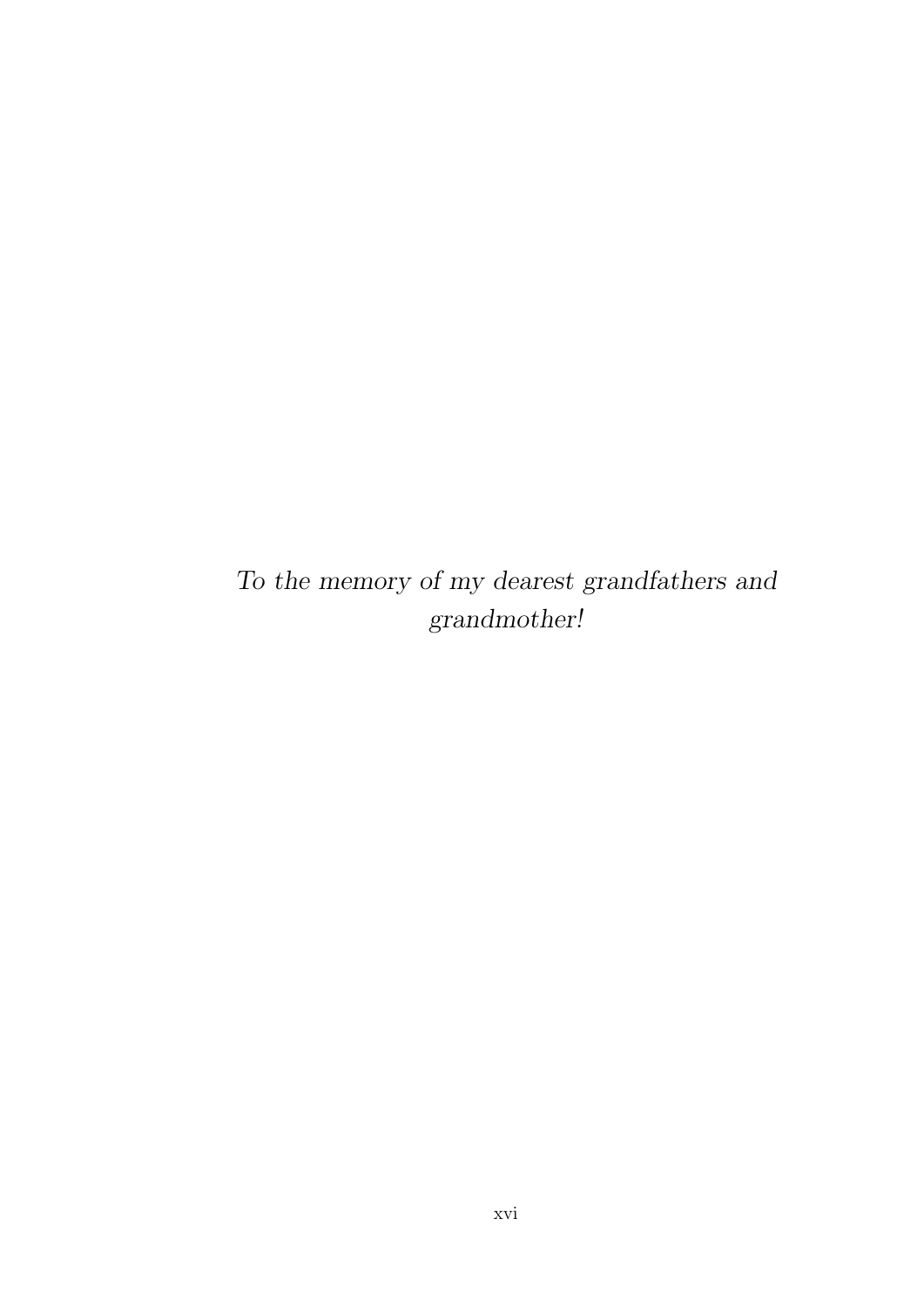*To the memory of my dearest grandfathers and grandmother!*